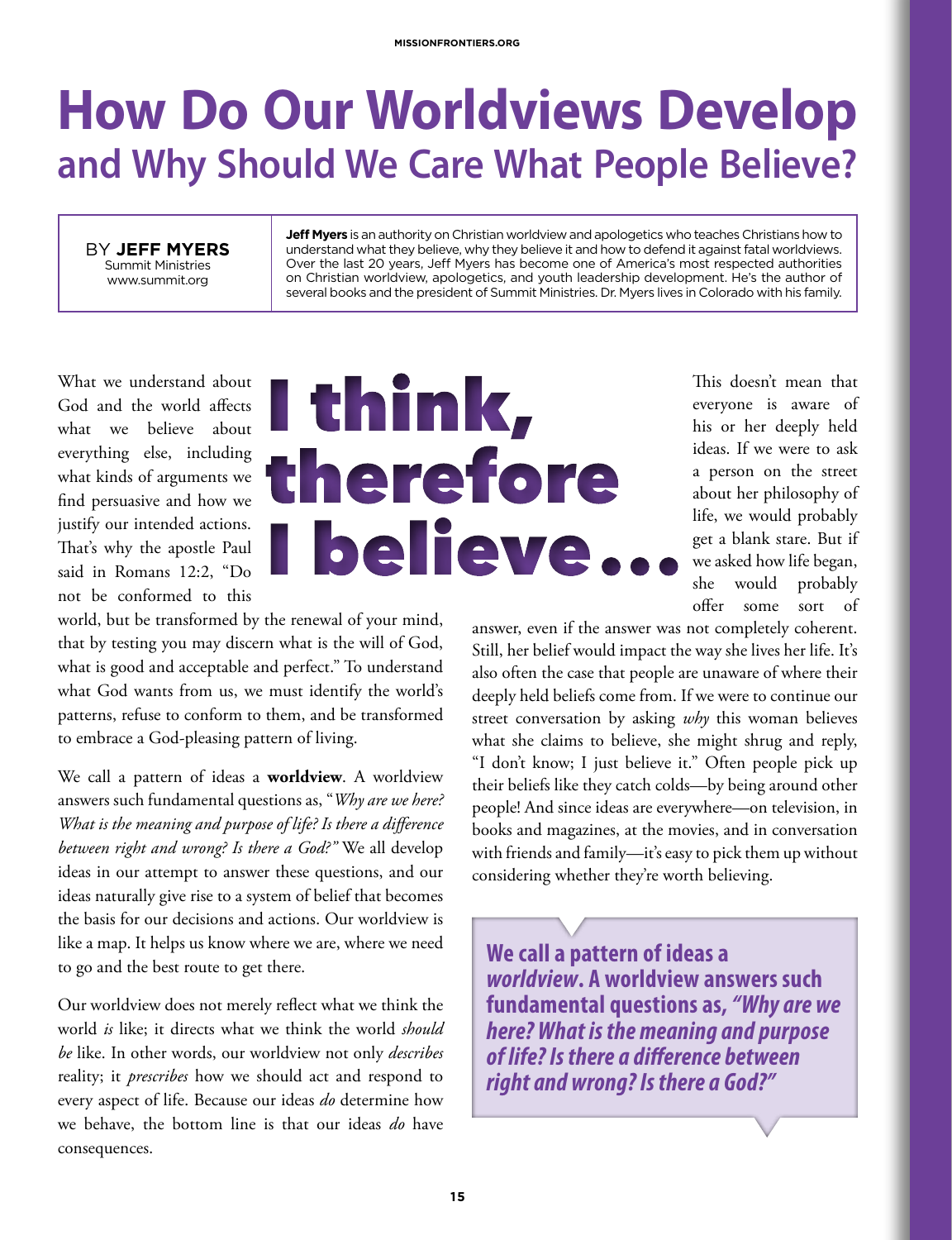# How Do Our Worldviews Develop
## and Why Should We Care What People Believe?

BY **JEFF MYERS**
Summit Ministries
www.summit.org

**Jeff Myers** is an authority on Christian worldview and apologetics who teaches Christians how to understand what they believe, why they believe it and how to defend it against fatal worldviews. Over the last 20 years, Jeff Myers has become one of America's most respected authorities on Christian worldview, apologetics, and youth leadership development. He's the author of several books and the president of Summit Ministries. Dr. Myers lives in Colorado with his family.

**I think, therefore I believe...**

What we understand about God and the world affects what we believe about everything else, including what kinds of arguments we find persuasive and how we justify our intended actions. That's why the apostle Paul said in Romans 12:2, "Do not be conformed to this world, but be transformed by the renewal of your mind, that by testing you may discern what is the will of God, what is good and acceptable and perfect." To understand what God wants from us, we must identify the world's patterns, refuse to conform to them, and be transformed to embrace a God-pleasing pattern of living.

We call a pattern of ideas a **worldview**. A worldview answers such fundamental questions as, "*Why are we here? What is the meaning and purpose of life? Is there a difference between right and wrong? Is there a God?"* We all develop ideas in our attempt to answer these questions, and our ideas naturally give rise to a system of belief that becomes the basis for our decisions and actions. Our worldview is like a map. It helps us know where we are, where we need to go and the best route to get there.

Our worldview does not merely reflect what we think the world *is* like; it directs what we think the world *should be* like. In other words, our worldview not only *describes* reality; it *prescribes* how we should act and respond to every aspect of life. Because our ideas *do* determine how we behave, the bottom line is that our ideas *do* have consequences.

This doesn't mean that everyone is aware of his or her deeply held ideas. If we were to ask a person on the street about her philosophy of life, we would probably get a blank stare. But if we asked how life began, she would probably offer some sort of answer, even if the answer was not completely coherent. Still, her belief would impact the way she lives her life. It's also often the case that people are unaware of where their deeply held beliefs come from. If we were to continue our street conversation by asking *why* this woman believes what she claims to believe, she might shrug and reply, "I don't know; I just believe it." Often people pick up their beliefs like they catch colds—by being around other people! And since ideas are everywhere—on television, in books and magazines, at the movies, and in conversation with friends and family—it's easy to pick them up without considering whether they're worth believing.

> **We call a pattern of ideas a *worldview*. A worldview answers such fundamental questions as, *"Why are we here? What is the meaning and purpose of life? Is there a difference between right and wrong? Is there a God?"***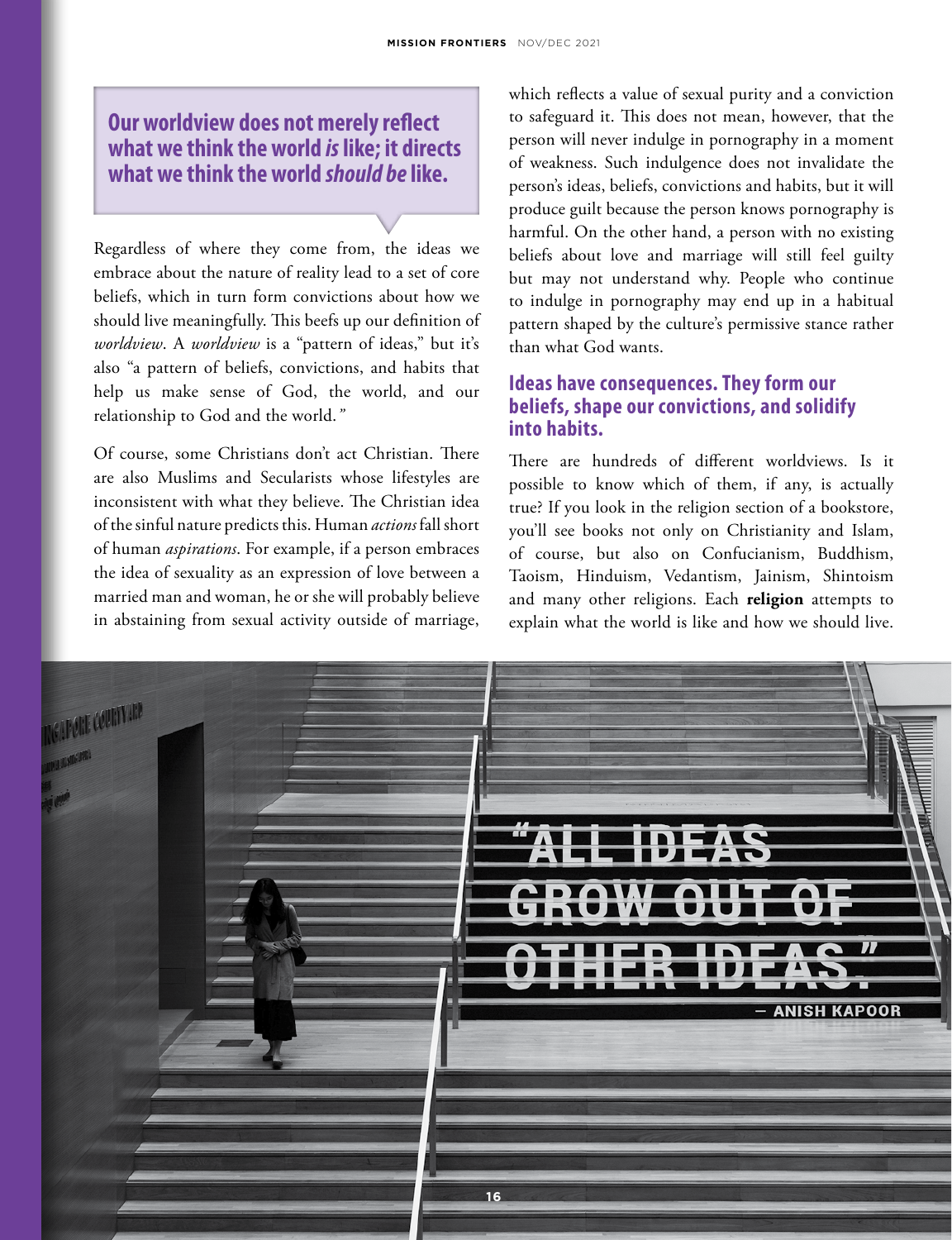**Our worldview does not merely reflect what we think the world *is* like; it directs what we think the world *should be* like.**

Regardless of where they come from, the ideas we embrace about the nature of reality lead to a set of core beliefs, which in turn form convictions about how we should live meaningfully. This beefs up our definition of *worldview*. A *worldview* is a "pattern of ideas," but it's also "a pattern of beliefs, convictions, and habits that help us make sense of God, the world, and our relationship to God and the world."

Of course, some Christians don't act Christian. There are also Muslims and Secularists whose lifestyles are inconsistent with what they believe. The Christian idea of the sinful nature predicts this. Human *actions* fall short of human *aspirations*. For example, if a person embraces the idea of sexuality as an expression of love between a married man and woman, he or she will probably believe in abstaining from sexual activity outside of marriage, which reflects a value of sexual purity and a conviction to safeguard it. This does not mean, however, that the person will never indulge in pornography in a moment of weakness. Such indulgence does not invalidate the person's ideas, beliefs, convictions and habits, but it will produce guilt because the person knows pornography is harmful. On the other hand, a person with no existing beliefs about love and marriage will still feel guilty but may not understand why. People who continue to indulge in pornography may end up in a habitual pattern shaped by the culture's permissive stance rather than what God wants.

**Ideas have consequences. They form our beliefs, shape our convictions, and solidify into habits.**

There are hundreds of different worldviews. Is it possible to know which of them, if any, is actually true? If you look in the religion section of a bookstore, you'll see books not only on Christianity and Islam, of course, but also on Confucianism, Buddhism, Taoism, Hinduism, Vedantism, Jainism, Shintoism and many other religions. Each **religion** attempts to explain what the world is like and how we should live.

"ALL IDEAS GROW OUT OF OTHER IDEAS." — ANISH KAPOOR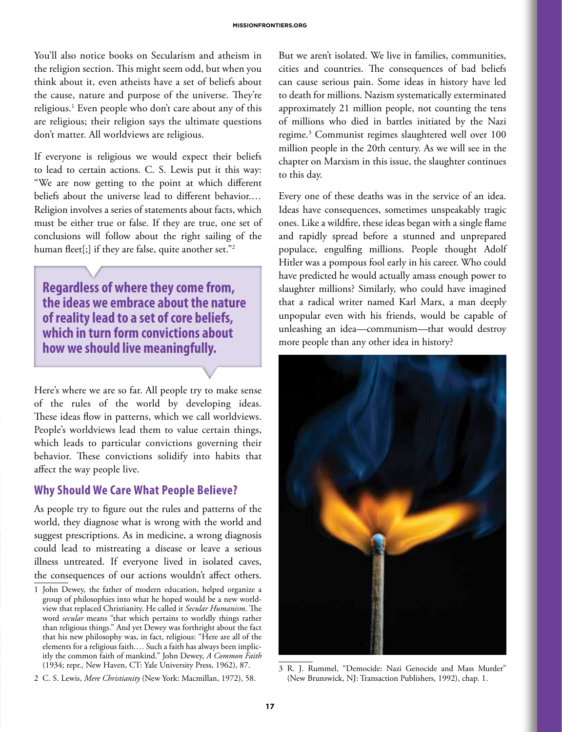You'll also notice books on Secularism and atheism in the religion section. This might seem odd, but when you think about it, even atheists have a set of beliefs about the cause, nature and purpose of the universe. They're religious.[1] Even people who don't care about any of this are religious; their religion says the ultimate questions don't matter. All worldviews are religious.

If everyone is religious we would expect their beliefs to lead to certain actions. C. S. Lewis put it this way: "We are now getting to the point at which different beliefs about the universe lead to different behavior.… Religion involves a series of statements about facts, which must be either true or false. If they are true, one set of conclusions will follow about the right sailing of the human fleet[;] if they are false, quite another set."[2]

> **Regardless of where they come from, the ideas we embrace about the nature of reality lead to a set of core beliefs, which in turn form convictions about how we should live meaningfully.**

Here's where we are so far. All people try to make sense of the rules of the world by developing ideas. These ideas flow in patterns, which we call worldviews. People's worldviews lead them to value certain things, which leads to particular convictions governing their behavior. These convictions solidify into habits that affect the way people live.

## Why Should We Care What People Believe?

As people try to figure out the rules and patterns of the world, they diagnose what is wrong with the world and suggest prescriptions. As in medicine, a wrong diagnosis could lead to mistreating a disease or leave a serious illness untreated. If everyone lived in isolated caves, the consequences of our actions wouldn't affect others. But we aren't isolated. We live in families, communities, cities and countries. The consequences of bad beliefs can cause serious pain. Some ideas in history have led to death for millions. Nazism systematically exterminated approximately 21 million people, not counting the tens of millions who died in battles initiated by the Nazi regime.[3] Communist regimes slaughtered well over 100 million people in the 20th century. As we will see in the chapter on Marxism in this issue, the slaughter continues to this day.

Every one of these deaths was in the service of an idea. Ideas have consequences, sometimes unspeakably tragic ones. Like a wildfire, these ideas began with a single flame and rapidly spread before a stunned and unprepared populace, engulfing millions. People thought Adolf Hitler was a pompous fool early in his career. Who could have predicted he would actually amass enough power to slaughter millions? Similarly, who could have imagined that a radical writer named Karl Marx, a man deeply unpopular even with his friends, would be capable of unleashing an idea—communism—that would destroy more people than any other idea in history?

---

1 John Dewey, the father of modern education, helped organize a group of philosophies into what he hoped would be a new worldview that replaced Christianity. He called it *Secular Humanism*. The word *secular* means "that which pertains to worldly things rather than religious things." And yet Dewey was forthright about the fact that his new philosophy was, in fact, religious: "Here are all of the elements for a religious faith.… Such a faith has always been implicitly the common faith of mankind." John Dewey, *A Common Faith* (1934; repr., New Haven, CT: Yale University Press, 1962), 87.

2 C. S. Lewis, *Mere Christianity* (New York: Macmillan, 1972), 58.

3 R. J. Rummel, "Democide: Nazi Genocide and Mass Murder" (New Brunswick, NJ: Transaction Publishers, 1992), chap. 1.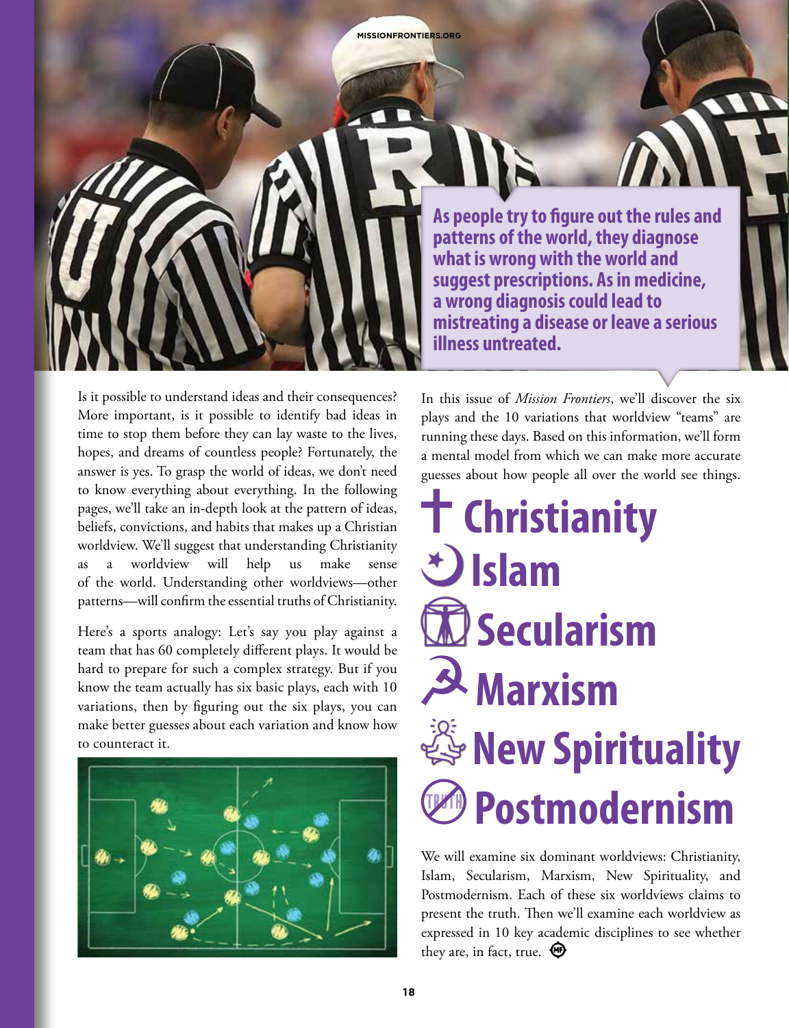As people try to figure out the rules and patterns of the world, they diagnose what is wrong with the world and suggest prescriptions. As in medicine, a wrong diagnosis could lead to mistreating a disease or leave a serious illness untreated.

Is it possible to understand ideas and their consequences? More important, is it possible to identify bad ideas in time to stop them before they can lay waste to the lives, hopes, and dreams of countless people? Fortunately, the answer is yes. To grasp the world of ideas, we don't need to know everything about everything. In the following pages, we'll take an in-depth look at the pattern of ideas, beliefs, convictions, and habits that makes up a Christian worldview. We'll suggest that understanding Christianity as a worldview will help us make sense of the world. Understanding other worldviews—other patterns—will confirm the essential truths of Christianity.

Here's a sports analogy: Let's say you play against a team that has 60 completely different plays. It would be hard to prepare for such a complex strategy. But if you know the team actually has six basic plays, each with 10 variations, then by figuring out the six plays, you can make better guesses about each variation and know how to counteract it.

In this issue of *Mission Frontiers*, we'll discover the six plays and the 10 variations that worldview "teams" are running these days. Based on this information, we'll form a mental model from which we can make more accurate guesses about how people all over the world see things.

**Christianity**

**Islam**

**Secularism**

**Marxism**

**New Spirituality**

**Postmodernism**

We will examine six dominant worldviews: Christianity, Islam, Secularism, Marxism, New Spirituality, and Postmodernism. Each of these six worldviews claims to present the truth. Then we'll examine each worldview as expressed in 10 key academic disciplines to see whether they are, in fact, true.